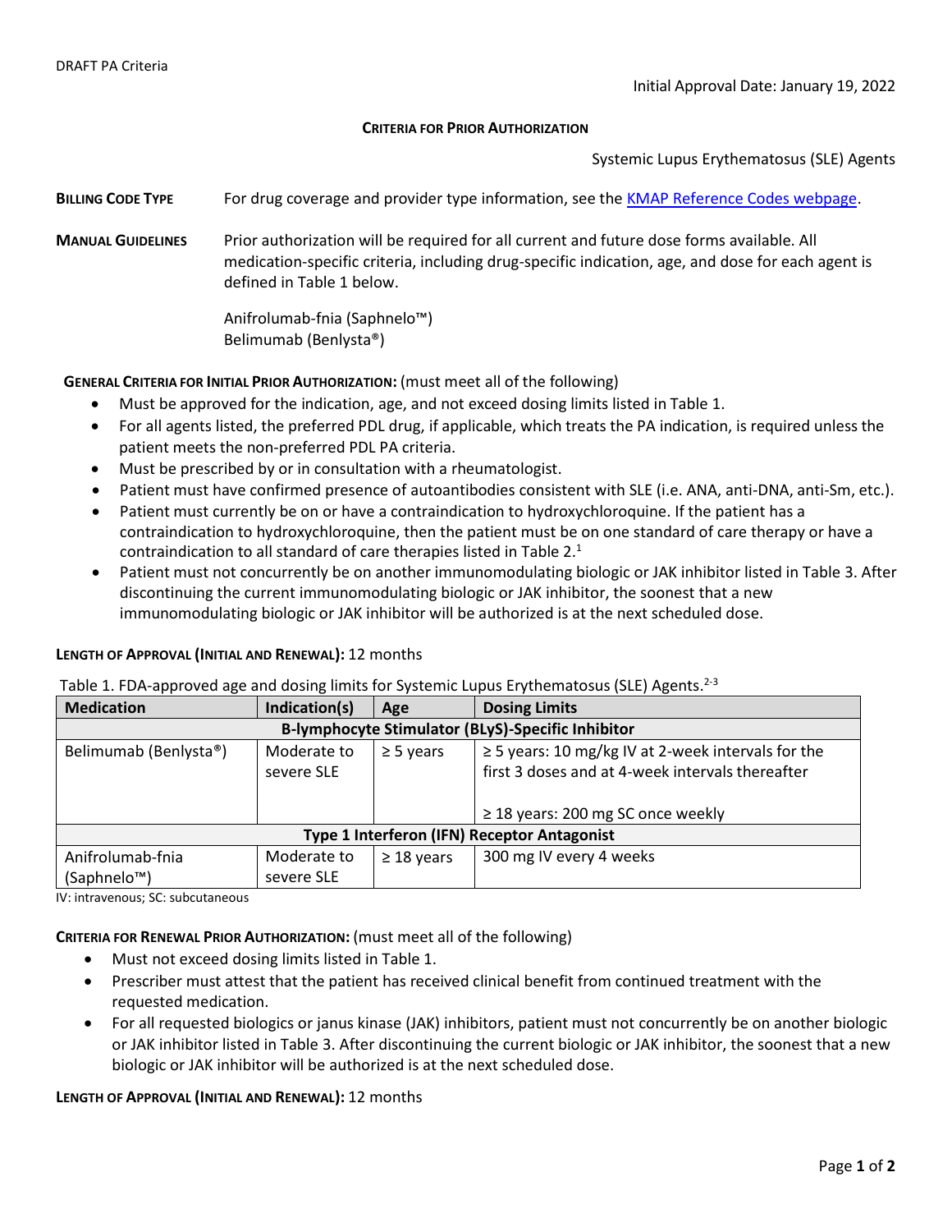DRAFT PA Criteria

Initial Approval Date: January 19, 2022

# CRITERIA FOR PRIOR AUTHORIZATION

Systemic Lupus Erythematosus (SLE) Agents

**BILLING CODE TYPE** For drug coverage and provider type information, see the [KMAP Reference Codes webpage](#).

**MANUAL GUIDELINES** Prior authorization will be required for all current and future dose forms available. All medication-specific criteria, including drug-specific indication, age, and dose for each agent is defined in Table 1 below.

Anifrolumab-fnia (Saphnelo™)
Belimumab (Benlysta®)

**GENERAL CRITERIA FOR INITIAL PRIOR AUTHORIZATION:** (must meet all of the following)

- Must be approved for the indication, age, and not exceed dosing limits listed in Table 1.
- For all agents listed, the preferred PDL drug, if applicable, which treats the PA indication, is required unless the patient meets the non-preferred PDL PA criteria.
- Must be prescribed by or in consultation with a rheumatologist.
- Patient must have confirmed presence of autoantibodies consistent with SLE (i.e. ANA, anti-DNA, anti-Sm, etc.).
- Patient must currently be on or have a contraindication to hydroxychloroquine. If the patient has a contraindication to hydroxychloroquine, then the patient must be on one standard of care therapy or have a contraindication to all standard of care therapies listed in Table 2.[1]
- Patient must not concurrently be on another immunomodulating biologic or JAK inhibitor listed in Table 3. After discontinuing the current immunomodulating biologic or JAK inhibitor, the soonest that a new immunomodulating biologic or JAK inhibitor will be authorized is at the next scheduled dose.

**LENGTH OF APPROVAL (INITIAL AND RENEWAL):** 12 months

Table 1. FDA-approved age and dosing limits for Systemic Lupus Erythematosus (SLE) Agents.[2-3]

| Medication | Indication(s) | Age | Dosing Limits |
|---|---|---|---|
| **B-lymphocyte Stimulator (BLyS)-Specific Inhibitor** | | | |
| Belimumab (Benlysta®) | Moderate to severe SLE | ≥ 5 years | ≥ 5 years: 10 mg/kg IV at 2-week intervals for the first 3 doses and at 4-week intervals thereafter<br><br>≥ 18 years: 200 mg SC once weekly |
| **Type 1 Interferon (IFN) Receptor Antagonist** | | | |
| Anifrolumab-fnia (Saphnelo™) | Moderate to severe SLE | ≥ 18 years | 300 mg IV every 4 weeks |

IV: intravenous; SC: subcutaneous

**CRITERIA FOR RENEWAL PRIOR AUTHORIZATION:** (must meet all of the following)

- Must not exceed dosing limits listed in Table 1.
- Prescriber must attest that the patient has received clinical benefit from continued treatment with the requested medication.
- For all requested biologics or janus kinase (JAK) inhibitors, patient must not concurrently be on another biologic or JAK inhibitor listed in Table 3. After discontinuing the current biologic or JAK inhibitor, the soonest that a new biologic or JAK inhibitor will be authorized is at the next scheduled dose.

**LENGTH OF APPROVAL (INITIAL AND RENEWAL):** 12 months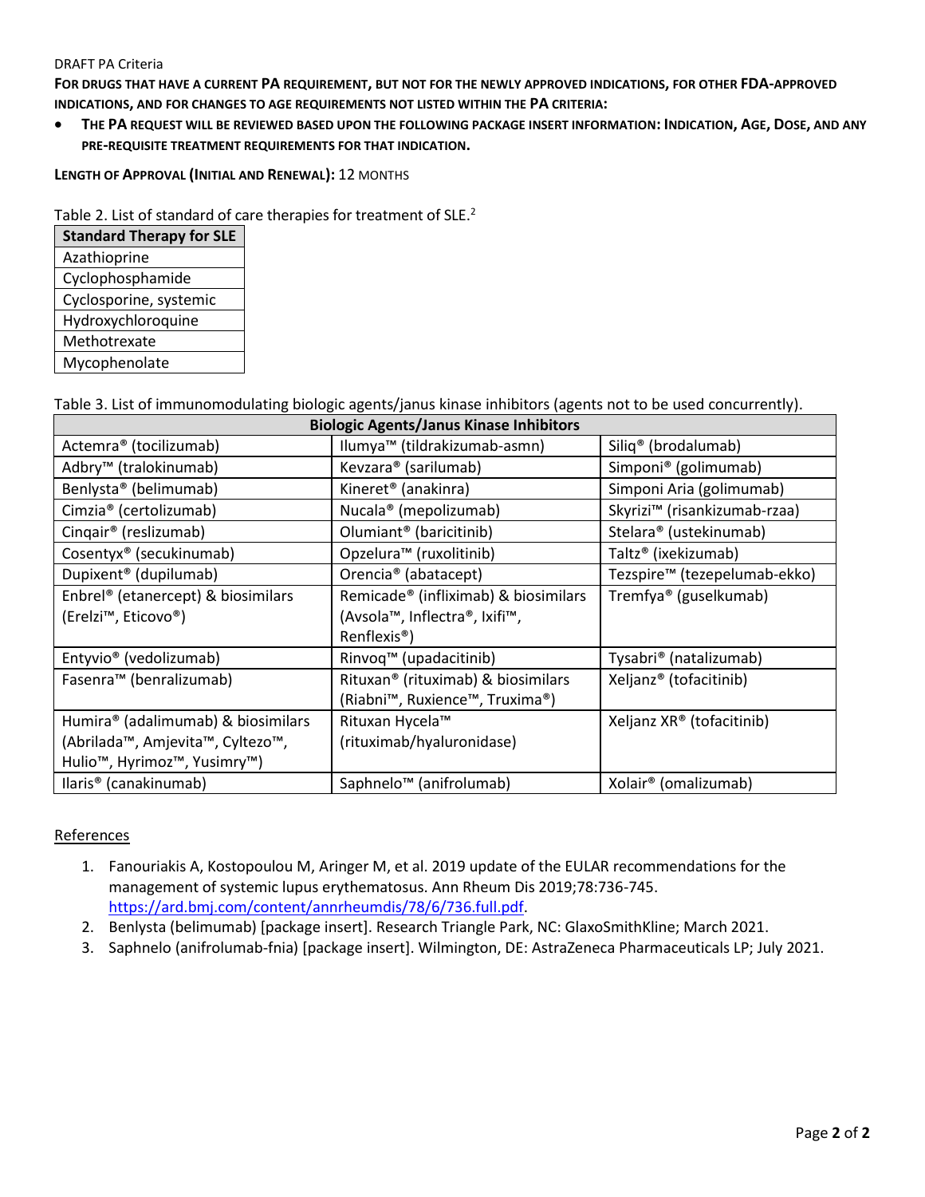DRAFT PA Criteria

**FOR DRUGS THAT HAVE A CURRENT PA REQUIREMENT, BUT NOT FOR THE NEWLY APPROVED INDICATIONS, FOR OTHER FDA-APPROVED INDICATIONS, AND FOR CHANGES TO AGE REQUIREMENTS NOT LISTED WITHIN THE PA CRITERIA:**

- **THE PA REQUEST WILL BE REVIEWED BASED UPON THE FOLLOWING PACKAGE INSERT INFORMATION: INDICATION, AGE, DOSE, AND ANY PRE-REQUISITE TREATMENT REQUIREMENTS FOR THAT INDICATION.**

**LENGTH OF APPROVAL (INITIAL AND RENEWAL):** 12 MONTHS

Table 2. List of standard of care therapies for treatment of SLE.[2]

| Standard Therapy for SLE |
|---|
| Azathioprine |
| Cyclophosphamide |
| Cyclosporine, systemic |
| Hydroxychloroquine |
| Methotrexate |
| Mycophenolate |

Table 3. List of immunomodulating biologic agents/janus kinase inhibitors (agents not to be used concurrently).

| Biologic Agents/Janus Kinase Inhibitors | | |
|---|---|---|
| Actemra® (tocilizumab) | Ilumya™ (tildrakizumab-asmn) | Siliq® (brodalumab) |
| Adbry™ (tralokinumab) | Kevzara® (sarilumab) | Simponi® (golimumab) |
| Benlysta® (belimumab) | Kineret® (anakinra) | Simponi Aria (golimumab) |
| Cimzia® (certolizumab) | Nucala® (mepolizumab) | Skyrizi™ (risankizumab-rzaa) |
| Cinqair® (reslizumab) | Olumiant® (baricitinib) | Stelara® (ustekinumab) |
| Cosentyx® (secukinumab) | Opzelura™ (ruxolitinib) | Taltz® (ixekizumab) |
| Dupixent® (dupilumab) | Orencia® (abatacept) | Tezspire™ (tezepelumab-ekko) |
| Enbrel® (etanercept) & biosimilars (Erelzi™, Eticovo®) | Remicade® (infliximab) & biosimilars (Avsola™, Inflectra®, Ixifi™, Renflexis®) | Tremfya® (guselkumab) |
| Entyvio® (vedolizumab) | Rinvoq™ (upadacitinib) | Tysabri® (natalizumab) |
| Fasenra™ (benralizumab) | Rituxan® (rituximab) & biosimilars (Riabni™, Ruxience™, Truxima®) | Xeljanz® (tofacitinib) |
| Humira® (adalimumab) & biosimilars (Abrilada™, Amjevita™, Cyltezo™, Hulio™, Hyrimoz™, Yusimry™) | Rituxan Hycela™ (rituximab/hyaluronidase) | Xeljanz XR® (tofacitinib) |
| Ilaris® (canakinumab) | Saphnelo™ (anifrolumab) | Xolair® (omalizumab) |

References

1. Fanouriakis A, Kostopoulou M, Aringer M, et al. 2019 update of the EULAR recommendations for the management of systemic lupus erythematosus. Ann Rheum Dis 2019;78:736-745. https://ard.bmj.com/content/annrheumdis/78/6/736.full.pdf.
2. Benlysta (belimumab) [package insert]. Research Triangle Park, NC: GlaxoSmithKline; March 2021.
3. Saphnelo (anifrolumab-fnia) [package insert]. Wilmington, DE: AstraZeneca Pharmaceuticals LP; July 2021.